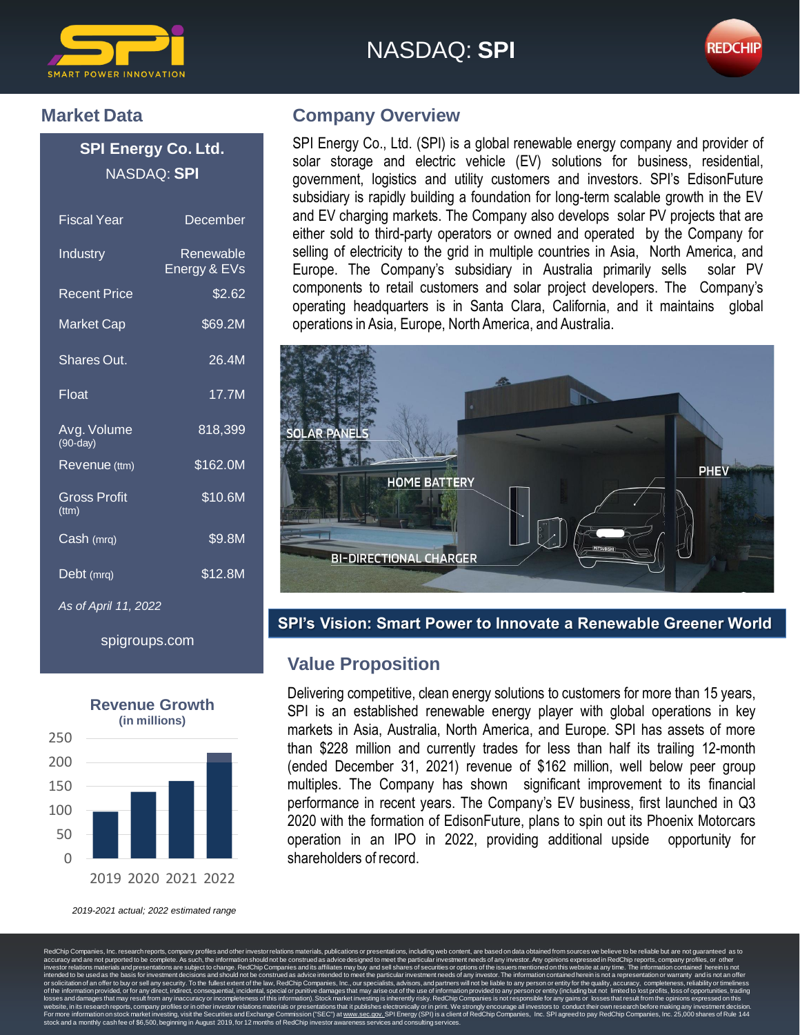NASDAQ: **SPI**

## Market Data

| **SPI Energy Co. Ltd.** NASDAQ: **SPI** | |
|---|---|
| Fiscal Year | December |
| Industry | Renewable Energy & EVs |
| Recent Price | $2.62 |
| Market Cap | $69.2M |
| Shares Out. | 26.4M |
| Float | 17.7M |
| Avg. Volume (90-day) | 818,399 |
| Revenue (ttm) | $162.0M |
| Gross Profit (ttm) | $10.6M |
| Cash (mrq) | $9.8M |
| Debt (mrq) | $12.8M |

*As of April 11, 2022*

spigroups.com

### Revenue Growth
**(in millions)**

*2019-2021 actual; 2022 estimated range*

## Company Overview

SPI Energy Co., Ltd. (SPI) is a global renewable energy company and provider of solar storage and electric vehicle (EV) solutions for business, residential, government, logistics and utility customers and investors. SPI's EdisonFuture subsidiary is rapidly building a foundation for long-term scalable growth in the EV and EV charging markets. The Company also develops solar PV projects that are either sold to third-party operators or owned and operated by the Company for selling of electricity to the grid in multiple countries in Asia, North America, and Europe. The Company's subsidiary in Australia primarily sells solar PV components to retail customers and solar project developers. The Company's operating headquarters is in Santa Clara, California, and it maintains global operations in Asia, Europe, North America, and Australia.

**SPI's Vision: Smart Power to Innovate a Renewable Greener World**

## Value Proposition

Delivering competitive, clean energy solutions to customers for more than 15 years, SPI is an established renewable energy player with global operations in key markets in Asia, Australia, North America, and Europe. SPI has assets of more than $228 million and currently trades for less than half its trailing 12-month (ended December 31, 2021) revenue of $162 million, well below peer group multiples. The Company has shown significant improvement to its financial performance in recent years. The Company's EV business, first launched in Q3 2020 with the formation of EdisonFuture, plans to spin out its Phoenix Motorcars operation in an IPO in 2022, providing additional upside opportunity for shareholders of record.

RedChip Companies, Inc. research reports, company profiles and other investor relations materials, publications or presentations, including web content, are based on data obtained from sources we believe to be reliable but are not guaranteed as to accuracy and are not purported to be complete. As such, the information should not be construed as advice designed to meet the particular investment needs of any investor. Any opinions expressed in RedChip reports, company profiles, or other investor relations materials and presentations are subject to change. RedChip Companies and its affiliates may buy and sell shares of securities or options of the issuers mentioned on this website at any time. The information contained herein is not intended to be used as the basis for investment decisions and should not be construed as advice intended to meet the particular investment needs of any investor. The information contained herein is not a representation or warranty and is not an offer or solicitation of an offer to buy or sell any security. To the fullest extent of the law, RedChip Companies, Inc., our specialists, advisors, and partners will not be liable to any person or entity for the quality, accuracy, completeness, reliability or timeliness of the information provided, or for any direct, indirect, consequential, incidental, special or punitive damages that may arise out of the use of information provided to any person or entity (including but not limited to lost profits, loss of opportunities, trading losses and damages that may result from any inaccuracy or incompleteness of this information). Stock market investing is inherently risky. RedChip Companies is not responsible for any gains or losses that result from the opinions expressed on this website, in its research reports, company profiles or in other investor relations materials or presentations that it publishes electronically or in print. We strongly encourage all investors to conduct their own research before making any investment decision. For more information on stock market investing, visit the Securities and Exchange Commission ("SEC") at www.sec.gov. SPI Energy (SPI) is a client of RedChip Companies, Inc. SPI agreed to pay RedChip Companies, Inc. 25,000 shares of Rule 144 stock and a monthly cash fee of $6,500, beginning in August 2019, for 12 months of RedChip investor awareness services and consulting services.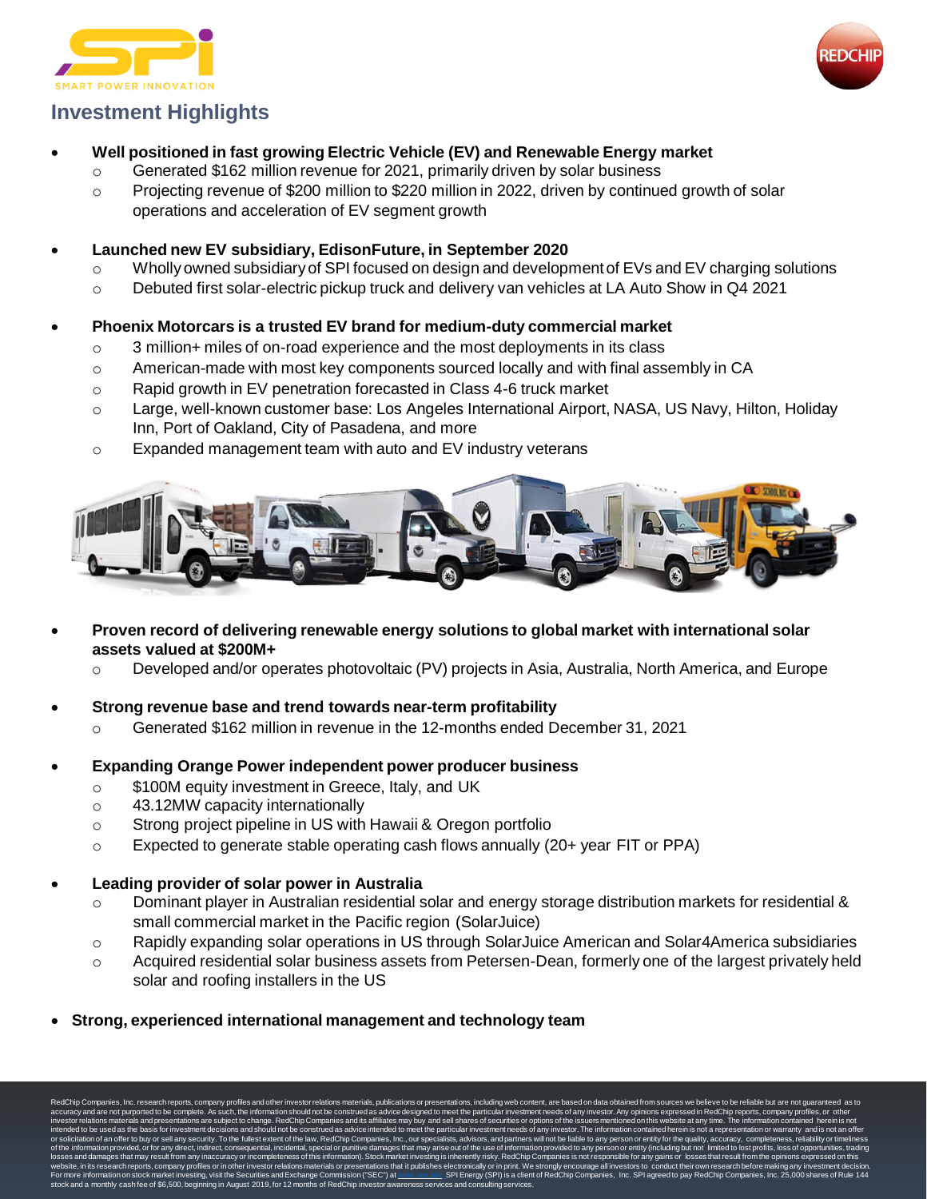## Investment Highlights

- **Well positioned in fast growing Electric Vehicle (EV) and Renewable Energy market**
  - Generated $162 million revenue for 2021, primarily driven by solar business
  - Projecting revenue of $200 million to $220 million in 2022, driven by continued growth of solar operations and acceleration of EV segment growth
- **Launched new EV subsidiary, EdisonFuture, in September 2020**
  - Wholly owned subsidiary of SPI focused on design and development of EVs and EV charging solutions
  - Debuted first solar-electric pickup truck and delivery van vehicles at LA Auto Show in Q4 2021
- **Phoenix Motorcars is a trusted EV brand for medium-duty commercial market**
  - 3 million+ miles of on-road experience and the most deployments in its class
  - American-made with most key components sourced locally and with final assembly in CA
  - Rapid growth in EV penetration forecasted in Class 4-6 truck market
  - Large, well-known customer base: Los Angeles International Airport, NASA, US Navy, Hilton, Holiday Inn, Port of Oakland, City of Pasadena, and more
  - Expanded management team with auto and EV industry veterans
- **Proven record of delivering renewable energy solutions to global market with international solar assets valued at $200M+**
  - Developed and/or operates photovoltaic (PV) projects in Asia, Australia, North America, and Europe
- **Strong revenue base and trend towards near-term profitability**
  - Generated $162 million in revenue in the 12-months ended December 31, 2021
- **Expanding Orange Power independent power producer business**
  - $100M equity investment in Greece, Italy, and UK
  - 43.12MW capacity internationally
  - Strong project pipeline in US with Hawaii & Oregon portfolio
  - Expected to generate stable operating cash flows annually (20+ year FIT or PPA)
- **Leading provider of solar power in Australia**
  - Dominant player in Australian residential solar and energy storage distribution markets for residential & small commercial market in the Pacific region (SolarJuice)
  - Rapidly expanding solar operations in US through SolarJuice American and Solar4America subsidiaries
  - Acquired residential solar business assets from Petersen-Dean, formerly one of the largest privately held solar and roofing installers in the US
- **Strong, experienced international management and technology team**

RedChip Companies, Inc. research reports, company profiles and other investor relations materials, publications or presentations, including web content, are based on data obtained from sources we believe to be reliable but are not guaranteed as to accuracy and are not purported to be complete. As such, the information should not be construed as advice designed to meet the particular investment needs of any investor. Any opinions expressed in RedChip reports, company profiles, or other investor relations materials and presentations are subject to change. RedChip Companies and its affiliates may buy and sell shares of securities or options of the issuers mentioned on this website at any time. The information contained herein is not intended to be used as the basis for investment decisions and should not be construed as advice intended to meet the particular investment needs of any investor. The information contained herein is not a representation or warranty and is not an offer or solicitation of an offer to buy or sell any security. To the fullest extent of the law, RedChip Companies, Inc., our specialists, advisors, and partners will not be liable to any person or entity for the quality, accuracy, completeness, reliability or timeliness of the information provided, or for any direct, indirect, consequential, incidental, special or punitive damages that may arise out of the use of information provided to any person or entity (including but not limited to lost profits, loss of opportunities, trading losses and damages that may result from any inaccuracy or incompleteness of this information). Stock market investing is inherently risky. RedChip Companies is not responsible for any gains or losses that result from the opinions expressed on this website, in its research reports, company profiles or in other investor relations materials or presentations that it publishes electronically or in print. We strongly encourage all investors to conduct their own research before making any investment decision. For more information on stock market investing, visit the Securities and Exchange Commission ("SEC") at www.sec.gov. SPI Energy (SPI) is a client of RedChip Companies, Inc. SPI agreed to pay RedChip Companies, Inc. 25,000 shares of Rule 144 stock and a monthly cash fee of $6,500, beginning in August 2019, for 12 months of RedChip investor awareness services and consulting services.